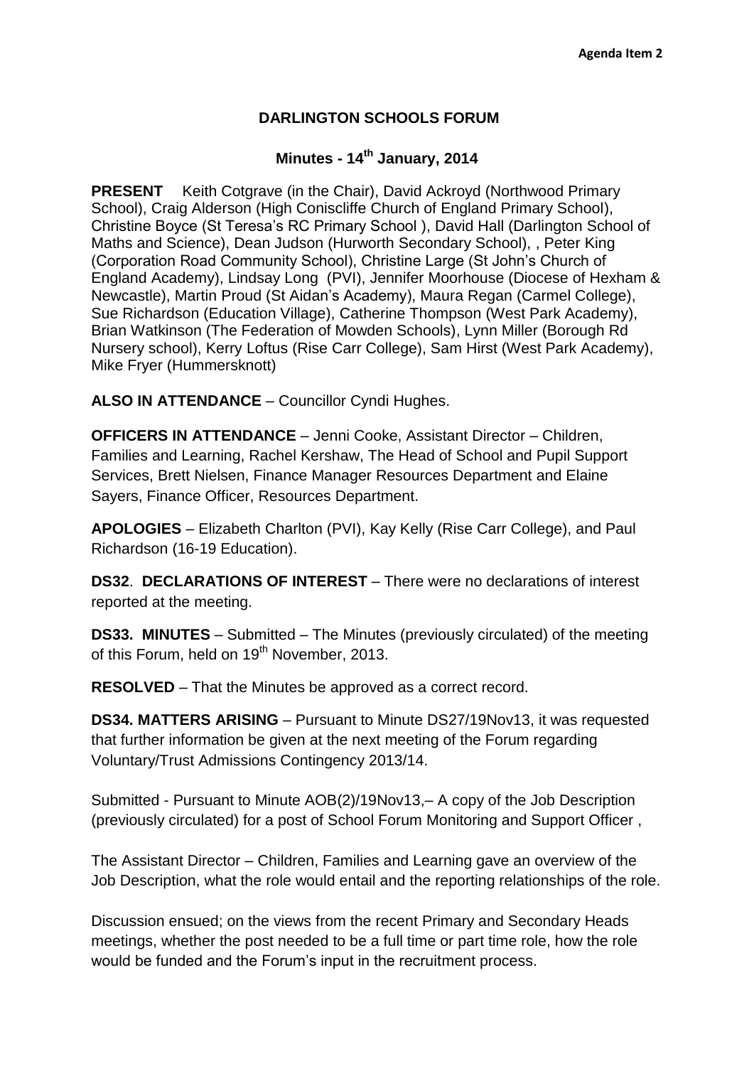Agenda Item 2

# DARLINGTON SCHOOLS FORUM

## Minutes - 14th January, 2014

**PRESENT** Keith Cotgrave (in the Chair), David Ackroyd (Northwood Primary School), Craig Alderson (High Coniscliffe Church of England Primary School), Christine Boyce (St Teresa's RC Primary School ), David Hall (Darlington School of Maths and Science), Dean Judson (Hurworth Secondary School), , Peter King (Corporation Road Community School), Christine Large (St John's Church of England Academy), Lindsay Long (PVI), Jennifer Moorhouse (Diocese of Hexham & Newcastle), Martin Proud (St Aidan's Academy), Maura Regan (Carmel College), Sue Richardson (Education Village), Catherine Thompson (West Park Academy), Brian Watkinson (The Federation of Mowden Schools), Lynn Miller (Borough Rd Nursery school), Kerry Loftus (Rise Carr College), Sam Hirst (West Park Academy), Mike Fryer (Hummersknott)

**ALSO IN ATTENDANCE** – Councillor Cyndi Hughes.

**OFFICERS IN ATTENDANCE** – Jenni Cooke, Assistant Director – Children, Families and Learning, Rachel Kershaw, The Head of School and Pupil Support Services, Brett Nielsen, Finance Manager Resources Department and Elaine Sayers, Finance Officer, Resources Department.

**APOLOGIES** – Elizabeth Charlton (PVI), Kay Kelly (Rise Carr College), and Paul Richardson (16-19 Education).

**DS32**. **DECLARATIONS OF INTEREST** – There were no declarations of interest reported at the meeting.

**DS33. MINUTES** – Submitted – The Minutes (previously circulated) of the meeting of this Forum, held on 19th November, 2013.

**RESOLVED** – That the Minutes be approved as a correct record.

**DS34. MATTERS ARISING** – Pursuant to Minute DS27/19Nov13, it was requested that further information be given at the next meeting of the Forum regarding Voluntary/Trust Admissions Contingency 2013/14.

Submitted - Pursuant to Minute AOB(2)/19Nov13,– A copy of the Job Description (previously circulated) for a post of School Forum Monitoring and Support Officer ,

The Assistant Director – Children, Families and Learning gave an overview of the Job Description, what the role would entail and the reporting relationships of the role.

Discussion ensued; on the views from the recent Primary and Secondary Heads meetings, whether the post needed to be a full time or part time role, how the role would be funded and the Forum's input in the recruitment process.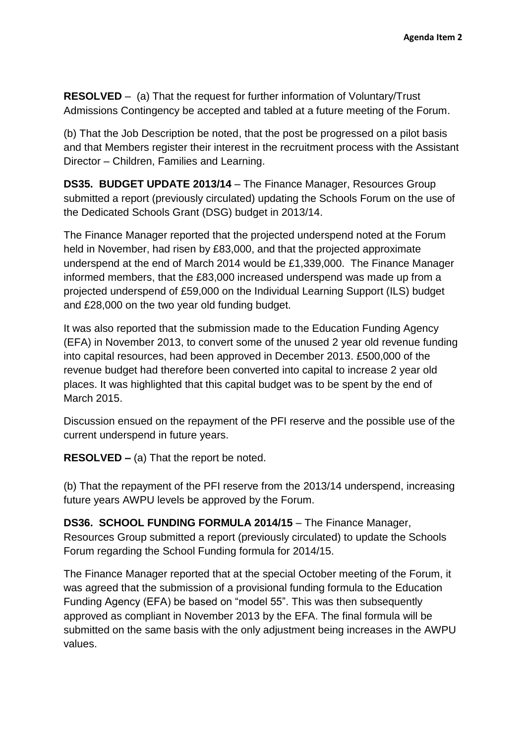**RESOLVED** – (a) That the request for further information of Voluntary/Trust Admissions Contingency be accepted and tabled at a future meeting of the Forum.

(b) That the Job Description be noted, that the post be progressed on a pilot basis and that Members register their interest in the recruitment process with the Assistant Director – Children, Families and Learning.

**DS35. BUDGET UPDATE 2013/14** – The Finance Manager, Resources Group submitted a report (previously circulated) updating the Schools Forum on the use of the Dedicated Schools Grant (DSG) budget in 2013/14.

The Finance Manager reported that the projected underspend noted at the Forum held in November, had risen by £83,000, and that the projected approximate underspend at the end of March 2014 would be £1,339,000. The Finance Manager informed members, that the £83,000 increased underspend was made up from a projected underspend of £59,000 on the Individual Learning Support (ILS) budget and £28,000 on the two year old funding budget.

It was also reported that the submission made to the Education Funding Agency (EFA) in November 2013, to convert some of the unused 2 year old revenue funding into capital resources, had been approved in December 2013. £500,000 of the revenue budget had therefore been converted into capital to increase 2 year old places. It was highlighted that this capital budget was to be spent by the end of March 2015.

Discussion ensued on the repayment of the PFI reserve and the possible use of the current underspend in future years.

**RESOLVED –** (a) That the report be noted.

(b) That the repayment of the PFI reserve from the 2013/14 underspend, increasing future years AWPU levels be approved by the Forum.

**DS36. SCHOOL FUNDING FORMULA 2014/15** – The Finance Manager, Resources Group submitted a report (previously circulated) to update the Schools Forum regarding the School Funding formula for 2014/15.

The Finance Manager reported that at the special October meeting of the Forum, it was agreed that the submission of a provisional funding formula to the Education Funding Agency (EFA) be based on "model 55". This was then subsequently approved as compliant in November 2013 by the EFA. The final formula will be submitted on the same basis with the only adjustment being increases in the AWPU values.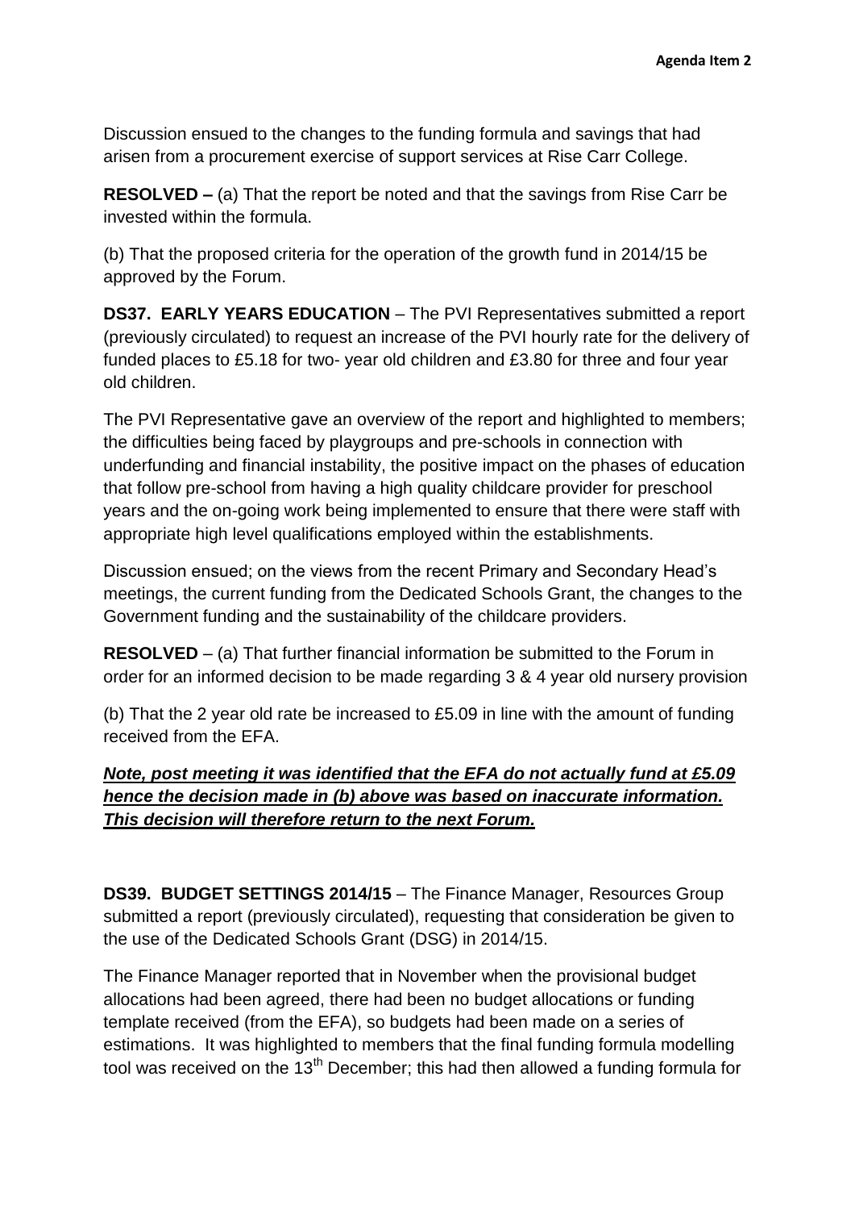Discussion ensued to the changes to the funding formula and savings that had arisen from a procurement exercise of support services at Rise Carr College.

**RESOLVED –** (a) That the report be noted and that the savings from Rise Carr be invested within the formula.

(b) That the proposed criteria for the operation of the growth fund in 2014/15 be approved by the Forum.

**DS37. EARLY YEARS EDUCATION** – The PVI Representatives submitted a report (previously circulated) to request an increase of the PVI hourly rate for the delivery of funded places to £5.18 for two- year old children and £3.80 for three and four year old children.

The PVI Representative gave an overview of the report and highlighted to members; the difficulties being faced by playgroups and pre-schools in connection with underfunding and financial instability, the positive impact on the phases of education that follow pre-school from having a high quality childcare provider for preschool years and the on-going work being implemented to ensure that there were staff with appropriate high level qualifications employed within the establishments.

Discussion ensued; on the views from the recent Primary and Secondary Head's meetings, the current funding from the Dedicated Schools Grant, the changes to the Government funding and the sustainability of the childcare providers.

**RESOLVED** – (a) That further financial information be submitted to the Forum in order for an informed decision to be made regarding 3 & 4 year old nursery provision

(b) That the 2 year old rate be increased to £5.09 in line with the amount of funding received from the EFA.

***Note, post meeting it was identified that the EFA do not actually fund at £5.09 hence the decision made in (b) above was based on inaccurate information. This decision will therefore return to the next Forum.***

**DS39. BUDGET SETTINGS 2014/15** – The Finance Manager, Resources Group submitted a report (previously circulated), requesting that consideration be given to the use of the Dedicated Schools Grant (DSG) in 2014/15.

The Finance Manager reported that in November when the provisional budget allocations had been agreed, there had been no budget allocations or funding template received (from the EFA), so budgets had been made on a series of estimations. It was highlighted to members that the final funding formula modelling tool was received on the 13th December; this had then allowed a funding formula for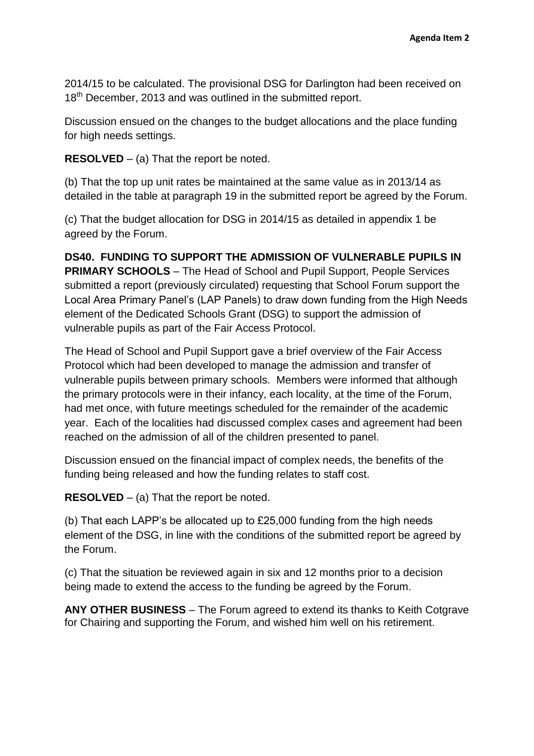2014/15 to be calculated. The provisional DSG for Darlington had been received on 18th December, 2013 and was outlined in the submitted report.

Discussion ensued on the changes to the budget allocations and the place funding for high needs settings.

**RESOLVED** – (a) That the report be noted.

(b) That the top up unit rates be maintained at the same value as in 2013/14 as detailed in the table at paragraph 19 in the submitted report be agreed by the Forum.

(c) That the budget allocation for DSG in 2014/15 as detailed in appendix 1 be agreed by the Forum.

**DS40. FUNDING TO SUPPORT THE ADMISSION OF VULNERABLE PUPILS IN PRIMARY SCHOOLS** – The Head of School and Pupil Support, People Services submitted a report (previously circulated) requesting that School Forum support the Local Area Primary Panel's (LAP Panels) to draw down funding from the High Needs element of the Dedicated Schools Grant (DSG) to support the admission of vulnerable pupils as part of the Fair Access Protocol.

The Head of School and Pupil Support gave a brief overview of the Fair Access Protocol which had been developed to manage the admission and transfer of vulnerable pupils between primary schools. Members were informed that although the primary protocols were in their infancy, each locality, at the time of the Forum, had met once, with future meetings scheduled for the remainder of the academic year. Each of the localities had discussed complex cases and agreement had been reached on the admission of all of the children presented to panel.

Discussion ensued on the financial impact of complex needs, the benefits of the funding being released and how the funding relates to staff cost.

**RESOLVED** – (a) That the report be noted.

(b) That each LAPP's be allocated up to £25,000 funding from the high needs element of the DSG, in line with the conditions of the submitted report be agreed by the Forum.

(c) That the situation be reviewed again in six and 12 months prior to a decision being made to extend the access to the funding be agreed by the Forum.

**ANY OTHER BUSINESS** – The Forum agreed to extend its thanks to Keith Cotgrave for Chairing and supporting the Forum, and wished him well on his retirement.